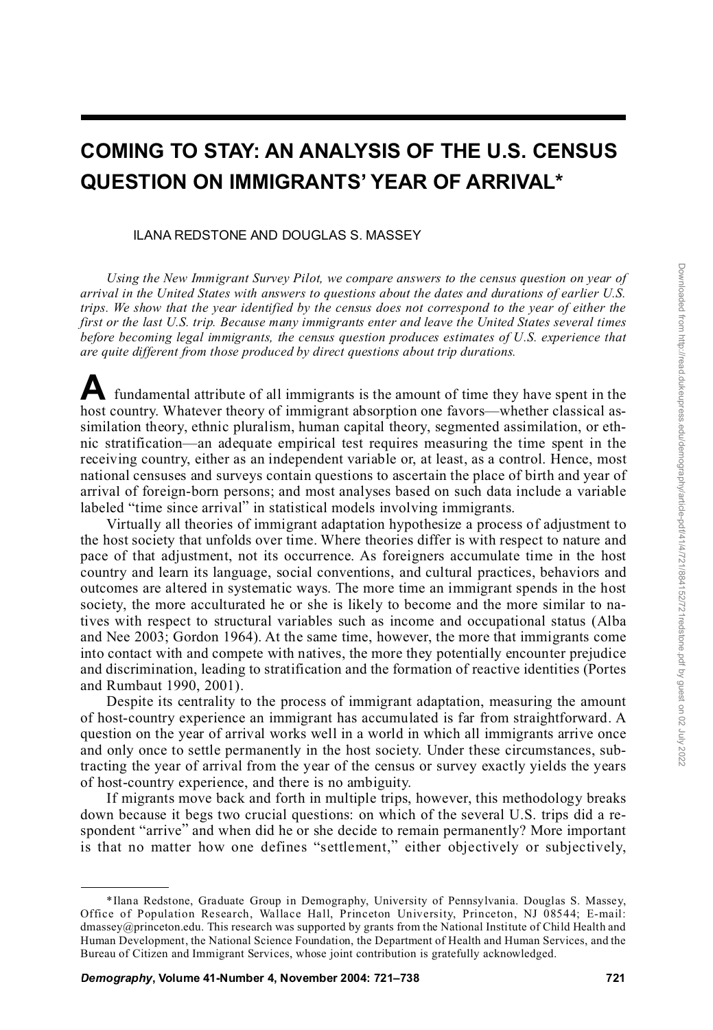# COMING TO STAY: AN ANALYSIS OF THE U.S. CENSUS QUESTION ON IMMIGRANTS' YEAR OF ARRIVAL*

ILANA REDSTONE AND DOUGLAS S. MASSEY

*Using the New Immigrant Survey Pilot, we compare answers to the census question on year of arrival in the United States with answers to questions about the dates and durations of earlier U.S. trips. We show that the year identified by the census does not correspond to the year of either the first or the last U.S. trip. Because many immigrants enter and leave the United States several times before becoming legal immigrants, the census question produces estimates of U.S. experience that are quite different from those produced by direct questions about trip durations.*

A fundamental attribute of all immigrants is the amount of time they have spent in the host country. Whatever theory of immigrant absorption one favors—whether classical assimilation theory, ethnic pluralism, human capital theory, segmented assimilation, or ethnic stratification—an adequate empirical test requires measuring the time spent in the receiving country, either as an independent variable or, at least, as a control. Hence, most national censuses and surveys contain questions to ascertain the place of birth and year of arrival of foreign-born persons; and most analyses based on such data include a variable labeled "time since arrival" in statistical models involving immigrants.

Virtually all theories of immigrant adaptation hypothesize a process of adjustment to the host society that unfolds over time. Where theories differ is with respect to nature and pace of that adjustment, not its occurrence. As foreigners accumulate time in the host country and learn its language, social conventions, and cultural practices, behaviors and outcomes are altered in systematic ways. The more time an immigrant spends in the host society, the more acculturated he or she is likely to become and the more similar to natives with respect to structural variables such as income and occupational status (Alba and Nee 2003; Gordon 1964). At the same time, however, the more that immigrants come into contact with and compete with natives, the more they potentially encounter prejudice and discrimination, leading to stratification and the formation of reactive identities (Portes and Rumbaut 1990, 2001).

Despite its centrality to the process of immigrant adaptation, measuring the amount of host-country experience an immigrant has accumulated is far from straightforward. A question on the year of arrival works well in a world in which all immigrants arrive once and only once to settle permanently in the host society. Under these circumstances, subtracting the year of arrival from the year of the census or survey exactly yields the years of host-country experience, and there is no ambiguity.

If migrants move back and forth in multiple trips, however, this methodology breaks down because it begs two crucial questions: on which of the several U.S. trips did a respondent "arrive" and when did he or she decide to remain permanently? More important is that no matter how one defines "settlement," either objectively or subjectively,

---

*Ilana Redstone, Graduate Group in Demography, University of Pennsylvania. Douglas S. Massey, Office of Population Research, Wallace Hall, Princeton University, Princeton, NJ 08544; E-mail: dmassey@princeton.edu. This research was supported by grants from the National Institute of Child Health and Human Development, the National Science Foundation, the Department of Health and Human Services, and the Bureau of Citizen and Immigrant Services, whose joint contribution is gratefully acknowledged.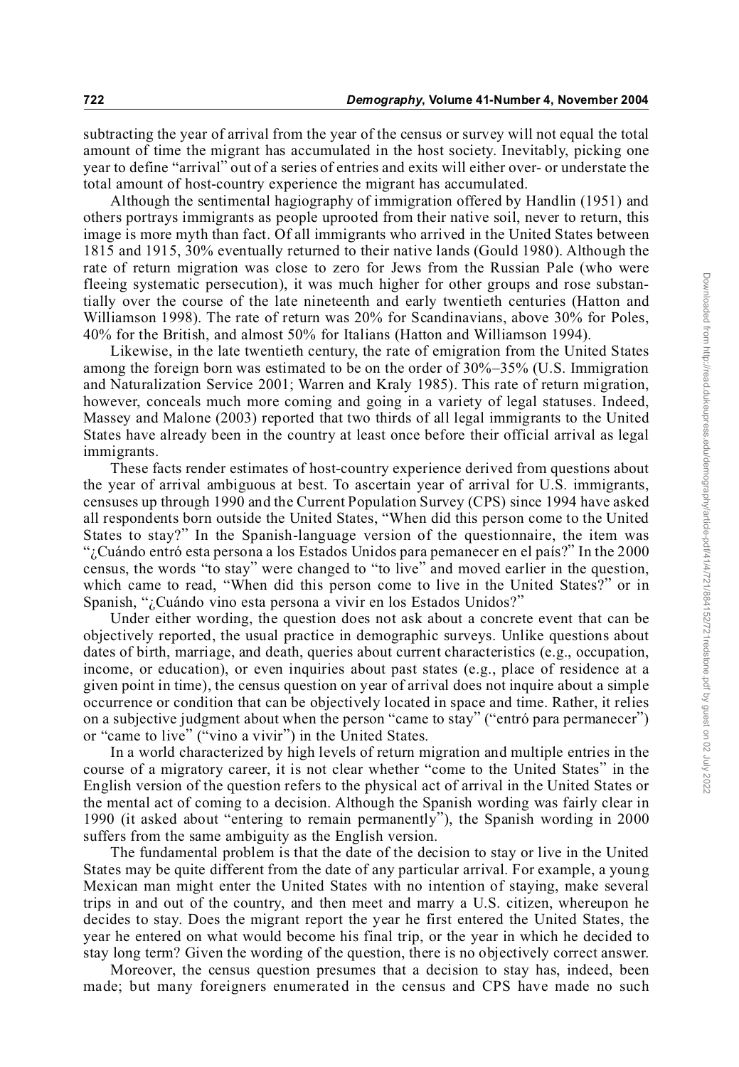subtracting the year of arrival from the year of the census or survey will not equal the total amount of time the migrant has accumulated in the host society. Inevitably, picking one year to define "arrival" out of a series of entries and exits will either over- or understate the total amount of host-country experience the migrant has accumulated.

Although the sentimental hagiography of immigration offered by Handlin (1951) and others portrays immigrants as people uprooted from their native soil, never to return, this image is more myth than fact. Of all immigrants who arrived in the United States between 1815 and 1915, 30% eventually returned to their native lands (Gould 1980). Although the rate of return migration was close to zero for Jews from the Russian Pale (who were fleeing systematic persecution), it was much higher for other groups and rose substantially over the course of the late nineteenth and early twentieth centuries (Hatton and Williamson 1998). The rate of return was 20% for Scandinavians, above 30% for Poles, 40% for the British, and almost 50% for Italians (Hatton and Williamson 1994).

Likewise, in the late twentieth century, the rate of emigration from the United States among the foreign born was estimated to be on the order of 30%–35% (U.S. Immigration and Naturalization Service 2001; Warren and Kraly 1985). This rate of return migration, however, conceals much more coming and going in a variety of legal statuses. Indeed, Massey and Malone (2003) reported that two thirds of all legal immigrants to the United States have already been in the country at least once before their official arrival as legal immigrants.

These facts render estimates of host-country experience derived from questions about the year of arrival ambiguous at best. To ascertain year of arrival for U.S. immigrants, censuses up through 1990 and the Current Population Survey (CPS) since 1994 have asked all respondents born outside the United States, "When did this person come to the United States to stay?" In the Spanish-language version of the questionnaire, the item was "¿Cuándo entró esta persona a los Estados Unidos para pemanecer en el país?" In the 2000 census, the words "to stay" were changed to "to live" and moved earlier in the question, which came to read, "When did this person come to live in the United States?" or in Spanish, "¿Cuándo vino esta persona a vivir en los Estados Unidos?"

Under either wording, the question does not ask about a concrete event that can be objectively reported, the usual practice in demographic surveys. Unlike questions about dates of birth, marriage, and death, queries about current characteristics (e.g., occupation, income, or education), or even inquiries about past states (e.g., place of residence at a given point in time), the census question on year of arrival does not inquire about a simple occurrence or condition that can be objectively located in space and time. Rather, it relies on a subjective judgment about when the person "came to stay" ("entró para permanecer") or "came to live" ("vino a vivir") in the United States.

In a world characterized by high levels of return migration and multiple entries in the course of a migratory career, it is not clear whether "come to the United States" in the English version of the question refers to the physical act of arrival in the United States or the mental act of coming to a decision. Although the Spanish wording was fairly clear in 1990 (it asked about "entering to remain permanently"), the Spanish wording in 2000 suffers from the same ambiguity as the English version.

The fundamental problem is that the date of the decision to stay or live in the United States may be quite different from the date of any particular arrival. For example, a young Mexican man might enter the United States with no intention of staying, make several trips in and out of the country, and then meet and marry a U.S. citizen, whereupon he decides to stay. Does the migrant report the year he first entered the United States, the year he entered on what would become his final trip, or the year in which he decided to stay long term? Given the wording of the question, there is no objectively correct answer.

Moreover, the census question presumes that a decision to stay has, indeed, been made; but many foreigners enumerated in the census and CPS have made no such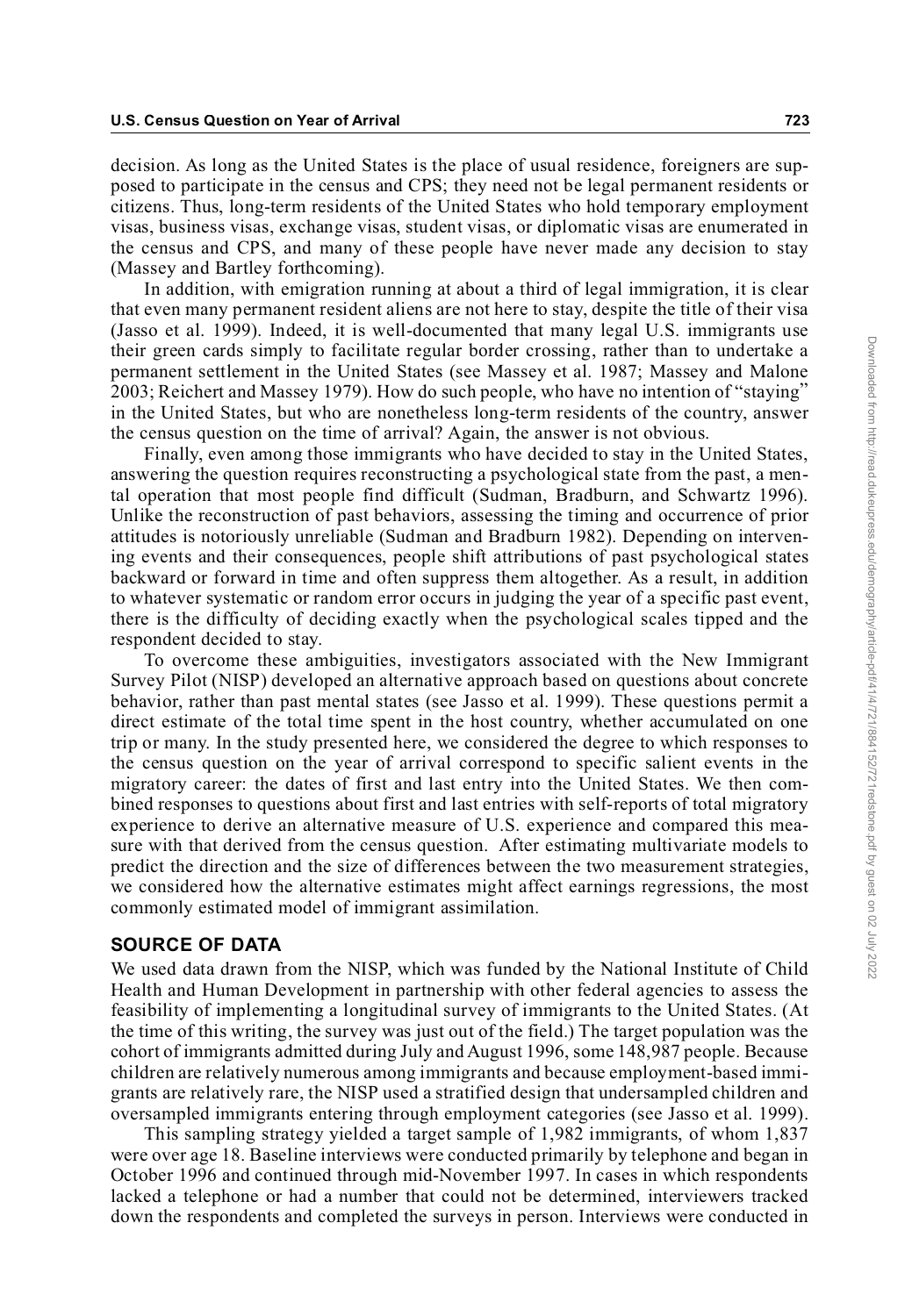decision. As long as the United States is the place of usual residence, foreigners are supposed to participate in the census and CPS; they need not be legal permanent residents or citizens. Thus, long-term residents of the United States who hold temporary employment visas, business visas, exchange visas, student visas, or diplomatic visas are enumerated in the census and CPS, and many of these people have never made any decision to stay (Massey and Bartley forthcoming).

In addition, with emigration running at about a third of legal immigration, it is clear that even many permanent resident aliens are not here to stay, despite the title of their visa (Jasso et al. 1999). Indeed, it is well-documented that many legal U.S. immigrants use their green cards simply to facilitate regular border crossing, rather than to undertake a permanent settlement in the United States (see Massey et al. 1987; Massey and Malone 2003; Reichert and Massey 1979). How do such people, who have no intention of "staying" in the United States, but who are nonetheless long-term residents of the country, answer the census question on the time of arrival? Again, the answer is not obvious.

Finally, even among those immigrants who have decided to stay in the United States, answering the question requires reconstructing a psychological state from the past, a mental operation that most people find difficult (Sudman, Bradburn, and Schwartz 1996). Unlike the reconstruction of past behaviors, assessing the timing and occurrence of prior attitudes is notoriously unreliable (Sudman and Bradburn 1982). Depending on intervening events and their consequences, people shift attributions of past psychological states backward or forward in time and often suppress them altogether. As a result, in addition to whatever systematic or random error occurs in judging the year of a specific past event, there is the difficulty of deciding exactly when the psychological scales tipped and the respondent decided to stay.

To overcome these ambiguities, investigators associated with the New Immigrant Survey Pilot (NISP) developed an alternative approach based on questions about concrete behavior, rather than past mental states (see Jasso et al. 1999). These questions permit a direct estimate of the total time spent in the host country, whether accumulated on one trip or many. In the study presented here, we considered the degree to which responses to the census question on the year of arrival correspond to specific salient events in the migratory career: the dates of first and last entry into the United States. We then combined responses to questions about first and last entries with self-reports of total migratory experience to derive an alternative measure of U.S. experience and compared this measure with that derived from the census question. After estimating multivariate models to predict the direction and the size of differences between the two measurement strategies, we considered how the alternative estimates might affect earnings regressions, the most commonly estimated model of immigrant assimilation.

## SOURCE OF DATA

We used data drawn from the NISP, which was funded by the National Institute of Child Health and Human Development in partnership with other federal agencies to assess the feasibility of implementing a longitudinal survey of immigrants to the United States. (At the time of this writing, the survey was just out of the field.) The target population was the cohort of immigrants admitted during July and August 1996, some 148,987 people. Because children are relatively numerous among immigrants and because employment-based immigrants are relatively rare, the NISP used a stratified design that undersampled children and oversampled immigrants entering through employment categories (see Jasso et al. 1999).

This sampling strategy yielded a target sample of 1,982 immigrants, of whom 1,837 were over age 18. Baseline interviews were conducted primarily by telephone and began in October 1996 and continued through mid-November 1997. In cases in which respondents lacked a telephone or had a number that could not be determined, interviewers tracked down the respondents and completed the surveys in person. Interviews were conducted in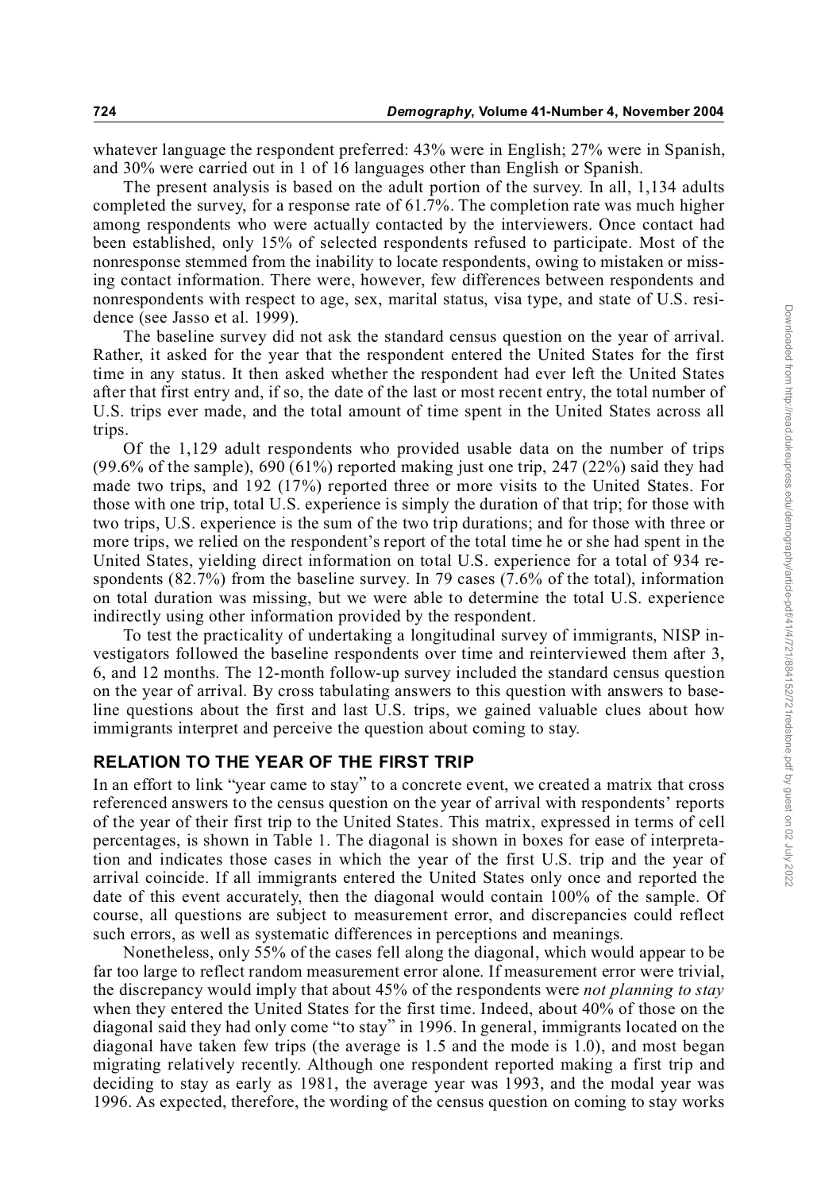whatever language the respondent preferred: 43% were in English; 27% were in Spanish, and 30% were carried out in 1 of 16 languages other than English or Spanish.

The present analysis is based on the adult portion of the survey. In all, 1,134 adults completed the survey, for a response rate of 61.7%. The completion rate was much higher among respondents who were actually contacted by the interviewers. Once contact had been established, only 15% of selected respondents refused to participate. Most of the nonresponse stemmed from the inability to locate respondents, owing to mistaken or missing contact information. There were, however, few differences between respondents and nonrespondents with respect to age, sex, marital status, visa type, and state of U.S. residence (see Jasso et al. 1999).

The baseline survey did not ask the standard census question on the year of arrival. Rather, it asked for the year that the respondent entered the United States for the first time in any status. It then asked whether the respondent had ever left the United States after that first entry and, if so, the date of the last or most recent entry, the total number of U.S. trips ever made, and the total amount of time spent in the United States across all trips.

Of the 1,129 adult respondents who provided usable data on the number of trips (99.6% of the sample), 690 (61%) reported making just one trip, 247 (22%) said they had made two trips, and 192 (17%) reported three or more visits to the United States. For those with one trip, total U.S. experience is simply the duration of that trip; for those with two trips, U.S. experience is the sum of the two trip durations; and for those with three or more trips, we relied on the respondent's report of the total time he or she had spent in the United States, yielding direct information on total U.S. experience for a total of 934 respondents (82.7%) from the baseline survey. In 79 cases (7.6% of the total), information on total duration was missing, but we were able to determine the total U.S. experience indirectly using other information provided by the respondent.

To test the practicality of undertaking a longitudinal survey of immigrants, NISP investigators followed the baseline respondents over time and reinterviewed them after 3, 6, and 12 months. The 12-month follow-up survey included the standard census question on the year of arrival. By cross tabulating answers to this question with answers to baseline questions about the first and last U.S. trips, we gained valuable clues about how immigrants interpret and perceive the question about coming to stay.

## RELATION TO THE YEAR OF THE FIRST TRIP

In an effort to link "year came to stay" to a concrete event, we created a matrix that cross referenced answers to the census question on the year of arrival with respondents' reports of the year of their first trip to the United States. This matrix, expressed in terms of cell percentages, is shown in Table 1. The diagonal is shown in boxes for ease of interpretation and indicates those cases in which the year of the first U.S. trip and the year of arrival coincide. If all immigrants entered the United States only once and reported the date of this event accurately, then the diagonal would contain 100% of the sample. Of course, all questions are subject to measurement error, and discrepancies could reflect such errors, as well as systematic differences in perceptions and meanings.

Nonetheless, only 55% of the cases fell along the diagonal, which would appear to be far too large to reflect random measurement error alone. If measurement error were trivial, the discrepancy would imply that about 45% of the respondents were *not planning to stay* when they entered the United States for the first time. Indeed, about 40% of those on the diagonal said they had only come "to stay" in 1996. In general, immigrants located on the diagonal have taken few trips (the average is 1.5 and the mode is 1.0), and most began migrating relatively recently. Although one respondent reported making a first trip and deciding to stay as early as 1981, the average year was 1993, and the modal year was 1996. As expected, therefore, the wording of the census question on coming to stay works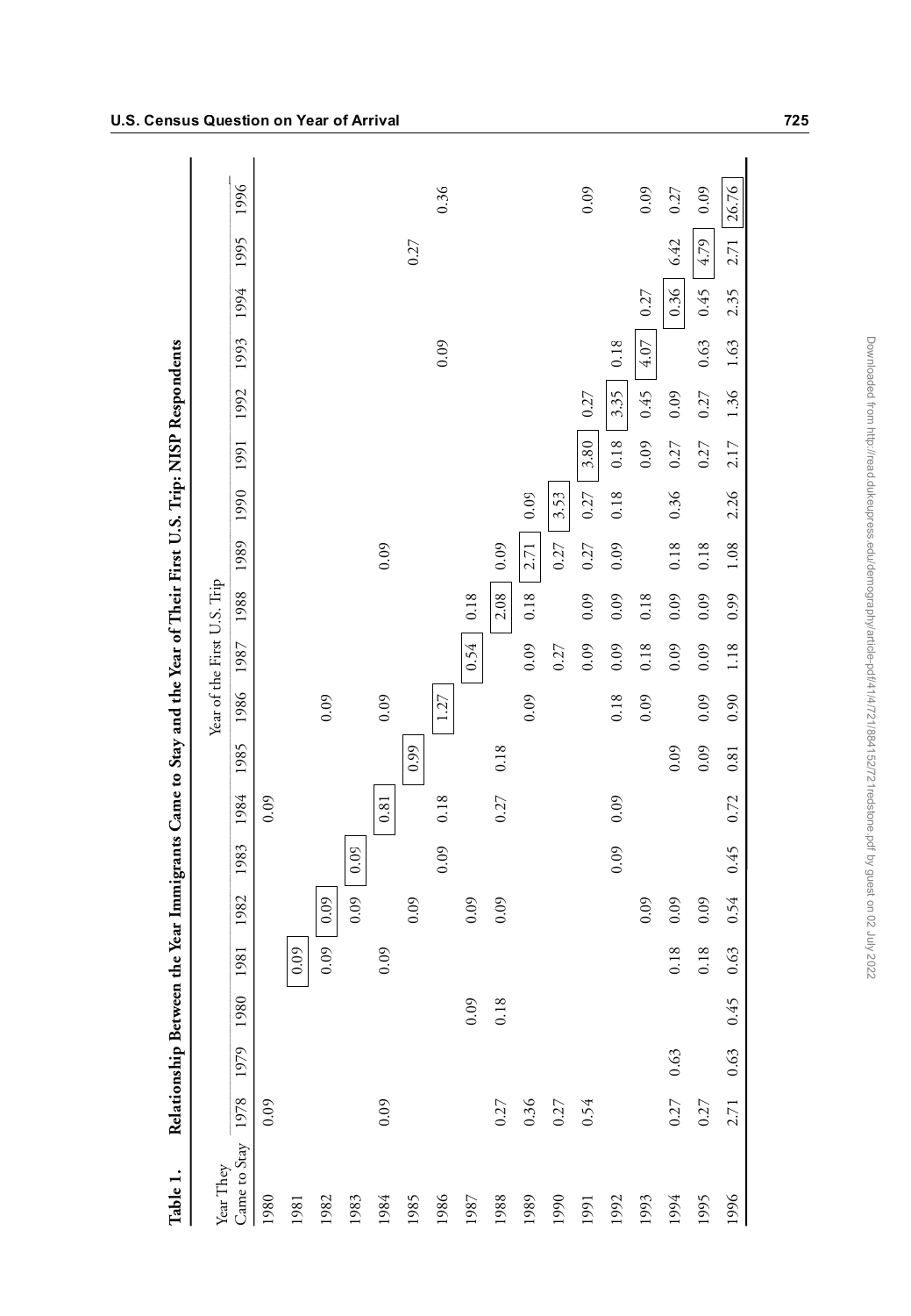**Table 1. Relationship Between the Year Immigrants Came to Stay and the Year of Their First U.S. Trip: NISP Respondents**

| Year They Came to Stay | Year of the First U.S. Trip | | | | | | | | | | | | | | | | | | |
|---|---|---|---|---|---|---|---|---|---|---|---|---|---|---|---|---|---|---|---|
| | 1978 | 1979 | 1980 | 1981 | 1982 | 1983 | 1984 | 1985 | 1986 | 1987 | 1988 | 1989 | 1990 | 1991 | 1992 | 1993 | 1994 | 1995 | 1996 |
| 1980 | 0.09 | | | | | | 0.09 | | | | | | | | | | | | |
| 1981 | | | | 0.09 | | | | | | | | | | | | | | | |
| 1982 | | | | 0.09 | 0.09 | | | | 0.09 | | | | | | | | | | |
| 1983 | | | | | 0.09 | 0.09 | | | | | | | | | | | | | |
| 1984 | 0.09 | | | 0.09 | | | 0.81 | | 0.09 | | | 0.09 | | | | | | | |
| 1985 | | | | | 0.09 | | | 0.99 | | | | | | | | | | 0.27 | |
| 1986 | | | | | | 0.09 | 0.18 | | 1.27 | | | | | | | 0.09 | | | 0.36 |
| 1987 | | | 0.09 | | 0.09 | | | | | 0.54 | 0.18 | | | | | | | | |
| 1988 | 0.27 | | 0.18 | | 0.09 | | 0.27 | 0.18 | | | 2.08 | 0.09 | | | | | | | |
| 1989 | 0.36 | | | | | | | | 0.09 | 0.09 | 0.18 | 2.71 | 0.09 | | | | | | |
| 1990 | 0.27 | | | | | | | | | 0.27 | | 0.27 | 3.53 | | | | | | |
| 1991 | 0.54 | | | | | | | | | 0.09 | 0.09 | 0.27 | 0.27 | 3.80 | 0.27 | | | | 0.09 |
| 1992 | | | | | | 0.09 | 0.09 | | 0.18 | 0.09 | 0.09 | 0.09 | 0.18 | 0.18 | 3.35 | 0.18 | | | |
| 1993 | | | | | 0.09 | | | | 0.09 | 0.18 | 0.18 | | | 0.09 | 0.45 | 4.07 | 0.27 | | 0.09 |
| 1994 | 0.27 | 0.63 | | 0.18 | 0.09 | | | 0.09 | | 0.09 | 0.09 | 0.18 | 0.36 | 0.27 | 0.09 | | 0.36 | 6.42 | 0.27 |
| 1995 | 0.27 | | | 0.18 | 0.09 | | | 0.09 | 0.09 | 0.09 | 0.09 | 0.18 | | 0.27 | 0.27 | 0.63 | 0.45 | 4.79 | 0.09 |
| 1996 | 2.71 | 0.63 | 0.45 | 0.63 | 0.54 | 0.45 | 0.72 | 0.81 | 0.90 | 1.18 | 0.99 | 1.08 | 2.26 | 2.17 | 1.36 | 1.63 | 2.35 | 2.71 | 26.76 |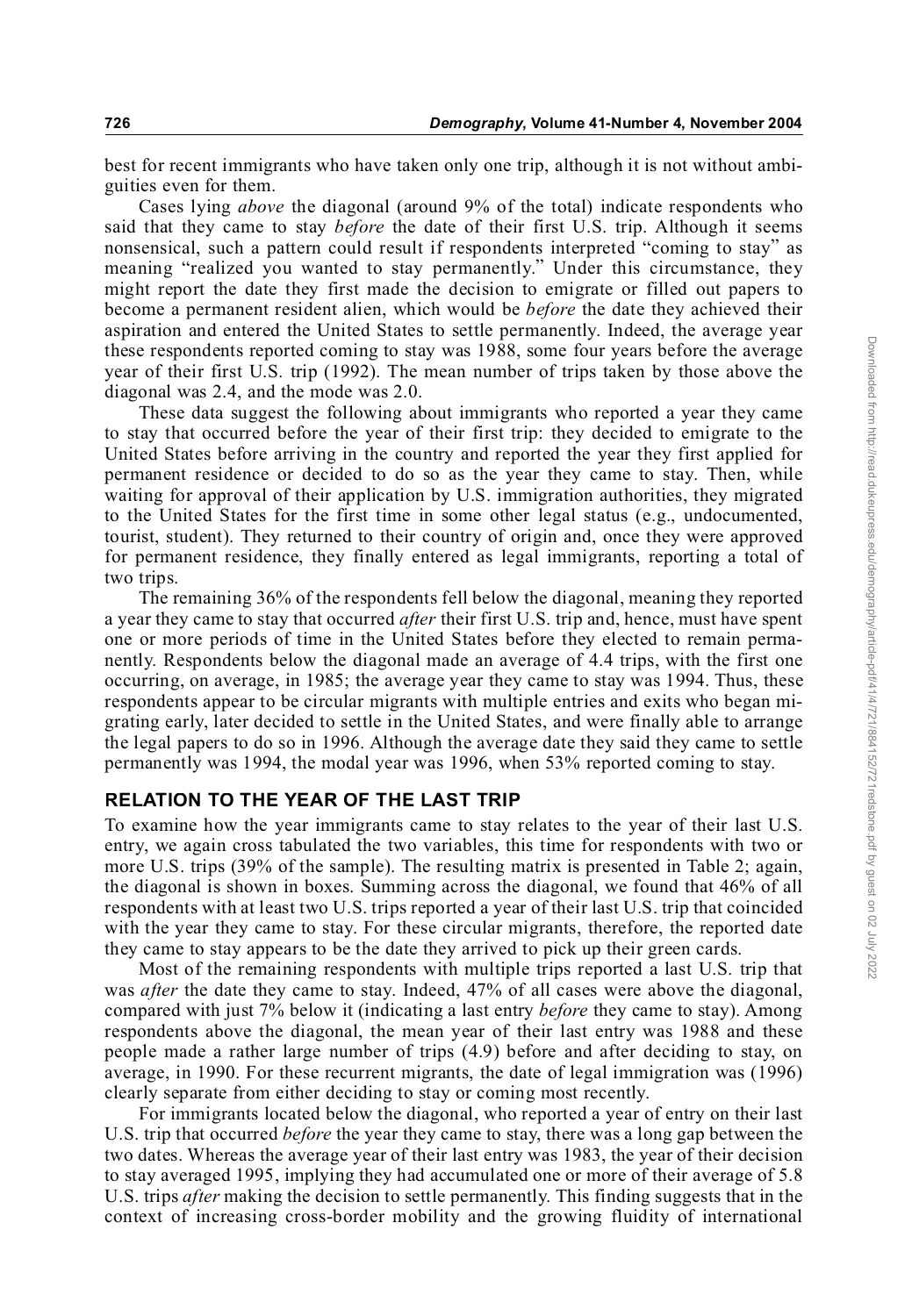best for recent immigrants who have taken only one trip, although it is not without ambiguities even for them.

Cases lying *above* the diagonal (around 9% of the total) indicate respondents who said that they came to stay *before* the date of their first U.S. trip. Although it seems nonsensical, such a pattern could result if respondents interpreted "coming to stay" as meaning "realized you wanted to stay permanently." Under this circumstance, they might report the date they first made the decision to emigrate or filled out papers to become a permanent resident alien, which would be *before* the date they achieved their aspiration and entered the United States to settle permanently. Indeed, the average year these respondents reported coming to stay was 1988, some four years before the average year of their first U.S. trip (1992). The mean number of trips taken by those above the diagonal was 2.4, and the mode was 2.0.

These data suggest the following about immigrants who reported a year they came to stay that occurred before the year of their first trip: they decided to emigrate to the United States before arriving in the country and reported the year they first applied for permanent residence or decided to do so as the year they came to stay. Then, while waiting for approval of their application by U.S. immigration authorities, they migrated to the United States for the first time in some other legal status (e.g., undocumented, tourist, student). They returned to their country of origin and, once they were approved for permanent residence, they finally entered as legal immigrants, reporting a total of two trips.

The remaining 36% of the respondents fell below the diagonal, meaning they reported a year they came to stay that occurred *after* their first U.S. trip and, hence, must have spent one or more periods of time in the United States before they elected to remain permanently. Respondents below the diagonal made an average of 4.4 trips, with the first one occurring, on average, in 1985; the average year they came to stay was 1994. Thus, these respondents appear to be circular migrants with multiple entries and exits who began migrating early, later decided to settle in the United States, and were finally able to arrange the legal papers to do so in 1996. Although the average date they said they came to settle permanently was 1994, the modal year was 1996, when 53% reported coming to stay.

## RELATION TO THE YEAR OF THE LAST TRIP

To examine how the year immigrants came to stay relates to the year of their last U.S. entry, we again cross tabulated the two variables, this time for respondents with two or more U.S. trips (39% of the sample). The resulting matrix is presented in Table 2; again, the diagonal is shown in boxes. Summing across the diagonal, we found that 46% of all respondents with at least two U.S. trips reported a year of their last U.S. trip that coincided with the year they came to stay. For these circular migrants, therefore, the reported date they came to stay appears to be the date they arrived to pick up their green cards.

Most of the remaining respondents with multiple trips reported a last U.S. trip that was *after* the date they came to stay. Indeed, 47% of all cases were above the diagonal, compared with just 7% below it (indicating a last entry *before* they came to stay). Among respondents above the diagonal, the mean year of their last entry was 1988 and these people made a rather large number of trips (4.9) before and after deciding to stay, on average, in 1990. For these recurrent migrants, the date of legal immigration was (1996) clearly separate from either deciding to stay or coming most recently.

For immigrants located below the diagonal, who reported a year of entry on their last U.S. trip that occurred *before* the year they came to stay, there was a long gap between the two dates. Whereas the average year of their last entry was 1983, the year of their decision to stay averaged 1995, implying they had accumulated one or more of their average of 5.8 U.S. trips *after* making the decision to settle permanently. This finding suggests that in the context of increasing cross-border mobility and the growing fluidity of international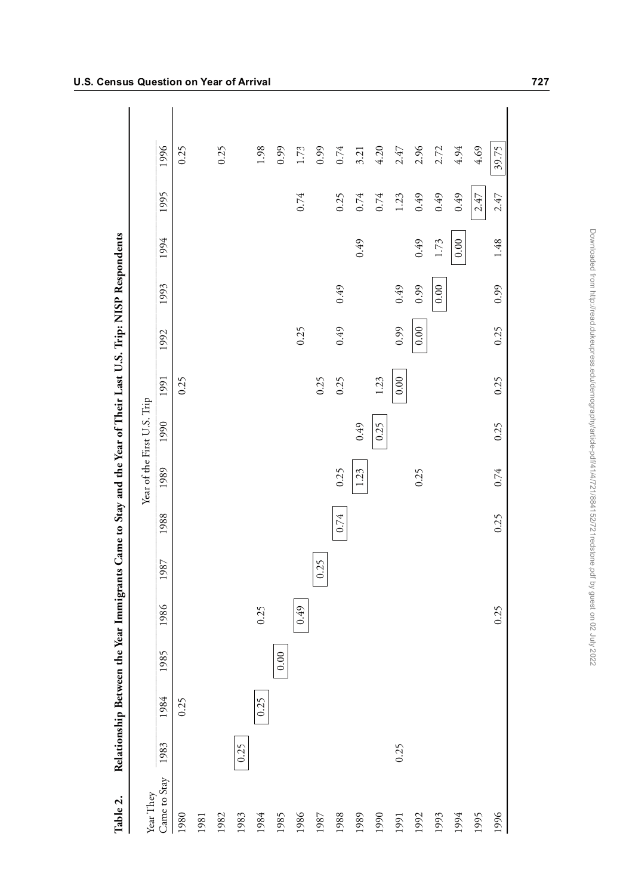**Table 2. Relationship Between the Year Immigrants Came to Stay and the Year of Their Last U.S. Trip: NISP Respondents**

| Year They Came to Stay | Year of the First U.S. Trip | | | | | | | | | | | | | |
|---|---|---|---|---|---|---|---|---|---|---|---|---|---|---|
| | 1983 | 1984 | 1985 | 1986 | 1987 | 1988 | 1989 | 1990 | 1991 | 1992 | 1993 | 1994 | 1995 | 1996 |
| 1980 | | 0.25 | | | | | | | 0.25 | | | | | 0.25 |
| 1981 | | | | | | | | | | | | | | |
| 1982 | | | | | | | | | | | | | | 0.25 |
| 1983 | 0.25 | | | | | | | | | | | | | |
| 1984 | | 0.25 | | 0.25 | | | | | | | | | | 1.98 |
| 1985 | | | 0.00 | | | | | | | | | | | 0.99 |
| 1986 | | | | 0.49 | | | | | | 0.25 | | | 0.74 | 1.73 |
| 1987 | | | | | 0.25 | | | | 0.25 | | | | | 0.99 |
| 1988 | | | | | | 0.74 | 0.25 | | 0.25 | 0.49 | 0.49 | | 0.25 | 0.74 |
| 1989 | | | | | | | 1.23 | 0.49 | | | | 0.49 | 0.74 | 3.21 |
| 1990 | | | | | | | | 0.25 | 1.23 | | | | 0.74 | 4.20 |
| 1991 | 0.25 | | | | | | | | 0.00 | 0.99 | 0.49 | | 1.23 | 2.47 |
| 1992 | | | | | | | 0.25 | | | 0.00 | 0.99 | 0.49 | 0.49 | 2.96 |
| 1993 | | | | | | | | | | | 0.00 | 1.73 | 0.49 | 2.72 |
| 1994 | | | | | | | | | | | | 0.00 | 0.49 | 4.94 |
| 1995 | | | | | | | | | | | | | 2.47 | 4.69 |
| 1996 | | | | 0.25 | | 0.25 | 0.74 | 0.25 | 0.25 | 0.25 | 0.99 | 1.48 | 2.47 | 39.75 |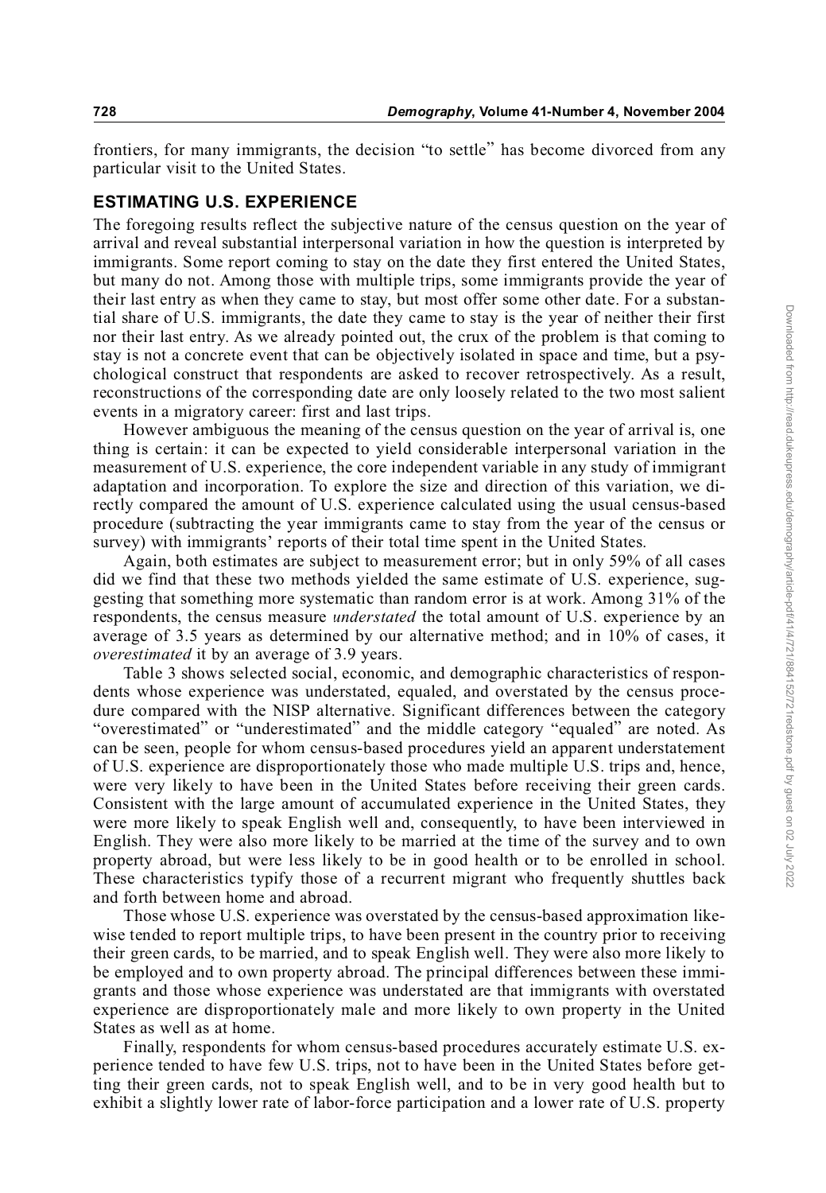frontiers, for many immigrants, the decision "to settle" has become divorced from any particular visit to the United States.

## ESTIMATING U.S. EXPERIENCE

The foregoing results reflect the subjective nature of the census question on the year of arrival and reveal substantial interpersonal variation in how the question is interpreted by immigrants. Some report coming to stay on the date they first entered the United States, but many do not. Among those with multiple trips, some immigrants provide the year of their last entry as when they came to stay, but most offer some other date. For a substantial share of U.S. immigrants, the date they came to stay is the year of neither their first nor their last entry. As we already pointed out, the crux of the problem is that coming to stay is not a concrete event that can be objectively isolated in space and time, but a psychological construct that respondents are asked to recover retrospectively. As a result, reconstructions of the corresponding date are only loosely related to the two most salient events in a migratory career: first and last trips.

However ambiguous the meaning of the census question on the year of arrival is, one thing is certain: it can be expected to yield considerable interpersonal variation in the measurement of U.S. experience, the core independent variable in any study of immigrant adaptation and incorporation. To explore the size and direction of this variation, we directly compared the amount of U.S. experience calculated using the usual census-based procedure (subtracting the year immigrants came to stay from the year of the census or survey) with immigrants' reports of their total time spent in the United States.

Again, both estimates are subject to measurement error; but in only 59% of all cases did we find that these two methods yielded the same estimate of U.S. experience, suggesting that something more systematic than random error is at work. Among 31% of the respondents, the census measure *understated* the total amount of U.S. experience by an average of 3.5 years as determined by our alternative method; and in 10% of cases, it *overestimated* it by an average of 3.9 years.

Table 3 shows selected social, economic, and demographic characteristics of respondents whose experience was understated, equaled, and overstated by the census procedure compared with the NISP alternative. Significant differences between the category "overestimated" or "underestimated" and the middle category "equaled" are noted. As can be seen, people for whom census-based procedures yield an apparent understatement of U.S. experience are disproportionately those who made multiple U.S. trips and, hence, were very likely to have been in the United States before receiving their green cards. Consistent with the large amount of accumulated experience in the United States, they were more likely to speak English well and, consequently, to have been interviewed in English. They were also more likely to be married at the time of the survey and to own property abroad, but were less likely to be in good health or to be enrolled in school. These characteristics typify those of a recurrent migrant who frequently shuttles back and forth between home and abroad.

Those whose U.S. experience was overstated by the census-based approximation likewise tended to report multiple trips, to have been present in the country prior to receiving their green cards, to be married, and to speak English well. They were also more likely to be employed and to own property abroad. The principal differences between these immigrants and those whose experience was understated are that immigrants with overstated experience are disproportionately male and more likely to own property in the United States as well as at home.

Finally, respondents for whom census-based procedures accurately estimate U.S. experience tended to have few U.S. trips, not to have been in the United States before getting their green cards, not to speak English well, and to be in very good health but to exhibit a slightly lower rate of labor-force participation and a lower rate of U.S. property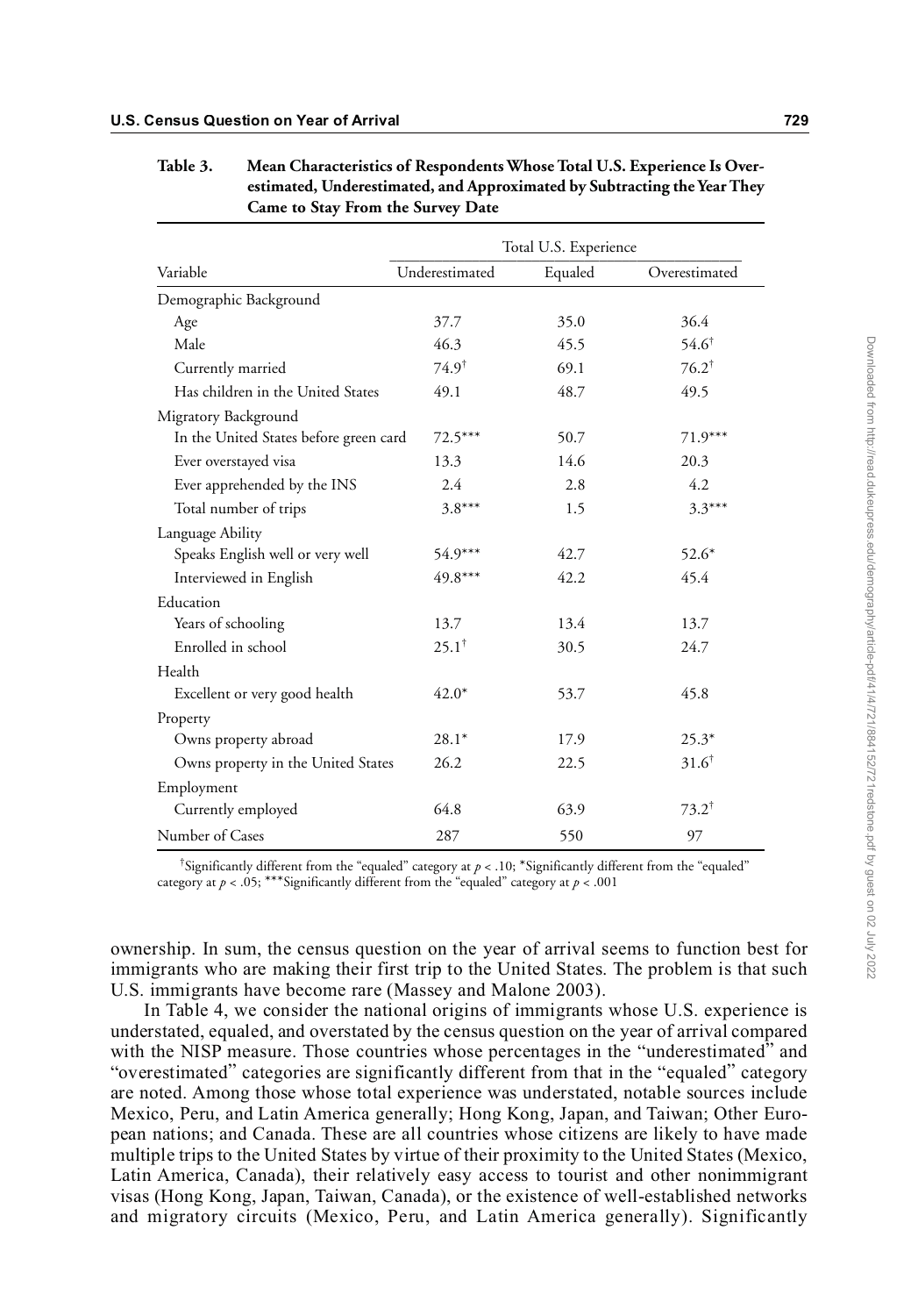**Table 3. Mean Characteristics of Respondents Whose Total U.S. Experience Is Overestimated, Underestimated, and Approximated by Subtracting the Year They Came to Stay From the Survey Date**

| Variable | Total U.S. Experience | | |
|---|---|---|---|
| | Underestimated | Equaled | Overestimated |
| Demographic Background | | | |
| Age | 37.7 | 35.0 | 36.4 |
| Male | 46.3 | 45.5 | 54.6$^{\dagger}$ |
| Currently married | 74.9$^{\dagger}$ | 69.1 | 76.2$^{\dagger}$ |
| Has children in the United States | 49.1 | 48.7 | 49.5 |
| Migratory Background | | | |
| In the United States before green card | 72.5*** | 50.7 | 71.9*** |
| Ever overstayed visa | 13.3 | 14.6 | 20.3 |
| Ever apprehended by the INS | 2.4 | 2.8 | 4.2 |
| Total number of trips | 3.8*** | 1.5 | 3.3*** |
| Language Ability | | | |
| Speaks English well or very well | 54.9*** | 42.7 | 52.6* |
| Interviewed in English | 49.8*** | 42.2 | 45.4 |
| Education | | | |
| Years of schooling | 13.7 | 13.4 | 13.7 |
| Enrolled in school | 25.1$^{\dagger}$ | 30.5 | 24.7 |
| Health | | | |
| Excellent or very good health | 42.0* | 53.7 | 45.8 |
| Property | | | |
| Owns property abroad | 28.1* | 17.9 | 25.3* |
| Owns property in the United States | 26.2 | 22.5 | 31.6$^{\dagger}$ |
| Employment | | | |
| Currently employed | 64.8 | 63.9 | 73.2$^{\dagger}$ |
| Number of Cases | 287 | 550 | 97 |

$^{\dagger}$Significantly different from the "equaled" category at $p < .10$; *Significantly different from the "equaled" category at $p < .05$; ***Significantly different from the "equaled" category at $p < .001$

ownership. In sum, the census question on the year of arrival seems to function best for immigrants who are making their first trip to the United States. The problem is that such U.S. immigrants have become rare (Massey and Malone 2003).

In Table 4, we consider the national origins of immigrants whose U.S. experience is understated, equaled, and overstated by the census question on the year of arrival compared with the NISP measure. Those countries whose percentages in the "underestimated" and "overestimated" categories are significantly different from that in the "equaled" category are noted. Among those whose total experience was understated, notable sources include Mexico, Peru, and Latin America generally; Hong Kong, Japan, and Taiwan; Other European nations; and Canada. These are all countries whose citizens are likely to have made multiple trips to the United States by virtue of their proximity to the United States (Mexico, Latin America, Canada), their relatively easy access to tourist and other nonimmigrant visas (Hong Kong, Japan, Taiwan, Canada), or the existence of well-established networks and migratory circuits (Mexico, Peru, and Latin America generally). Significantly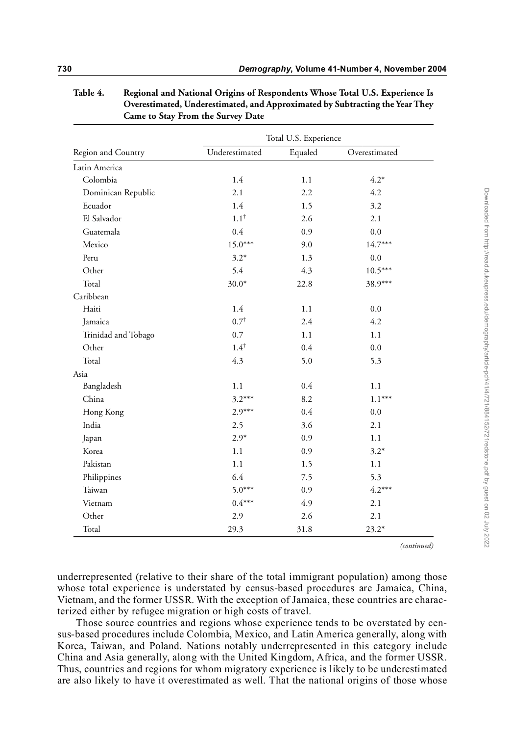**Table 4. Regional and National Origins of Respondents Whose Total U.S. Experience Is Overestimated, Underestimated, and Approximated by Subtracting the Year They Came to Stay From the Survey Date**

| Region and Country | Total U.S. Experience | | |
|---|---|---|---|
| | Underestimated | Equaled | Overestimated |
| Latin America | | | |
| Colombia | 1.4 | 1.1 | 4.2* |
| Dominican Republic | 2.1 | 2.2 | 4.2 |
| Ecuador | 1.4 | 1.5 | 3.2 |
| El Salvador | 1.1† | 2.6 | 2.1 |
| Guatemala | 0.4 | 0.9 | 0.0 |
| Mexico | 15.0*** | 9.0 | 14.7*** |
| Peru | 3.2* | 1.3 | 0.0 |
| Other | 5.4 | 4.3 | 10.5*** |
| Total | 30.0* | 22.8 | 38.9*** |
| Caribbean | | | |
| Haiti | 1.4 | 1.1 | 0.0 |
| Jamaica | 0.7† | 2.4 | 4.2 |
| Trinidad and Tobago | 0.7 | 1.1 | 1.1 |
| Other | 1.4† | 0.4 | 0.0 |
| Total | 4.3 | 5.0 | 5.3 |
| Asia | | | |
| Bangladesh | 1.1 | 0.4 | 1.1 |
| China | 3.2*** | 8.2 | 1.1*** |
| Hong Kong | 2.9*** | 0.4 | 0.0 |
| India | 2.5 | 3.6 | 2.1 |
| Japan | 2.9* | 0.9 | 1.1 |
| Korea | 1.1 | 0.9 | 3.2* |
| Pakistan | 1.1 | 1.5 | 1.1 |
| Philippines | 6.4 | 7.5 | 5.3 |
| Taiwan | 5.0*** | 0.9 | 4.2*** |
| Vietnam | 0.4*** | 4.9 | 2.1 |
| Other | 2.9 | 2.6 | 2.1 |
| Total | 29.3 | 31.8 | 23.2* |

*(continued)*

underrepresented (relative to their share of the total immigrant population) among those whose total experience is understated by census-based procedures are Jamaica, China, Vietnam, and the former USSR. With the exception of Jamaica, these countries are characterized either by refugee migration or high costs of travel.

Those source countries and regions whose experience tends to be overstated by census-based procedures include Colombia, Mexico, and Latin America generally, along with Korea, Taiwan, and Poland. Nations notably underrepresented in this category include China and Asia generally, along with the United Kingdom, Africa, and the former USSR. Thus, countries and regions for whom migratory experience is likely to be underestimated are also likely to have it overestimated as well. That the national origins of those whose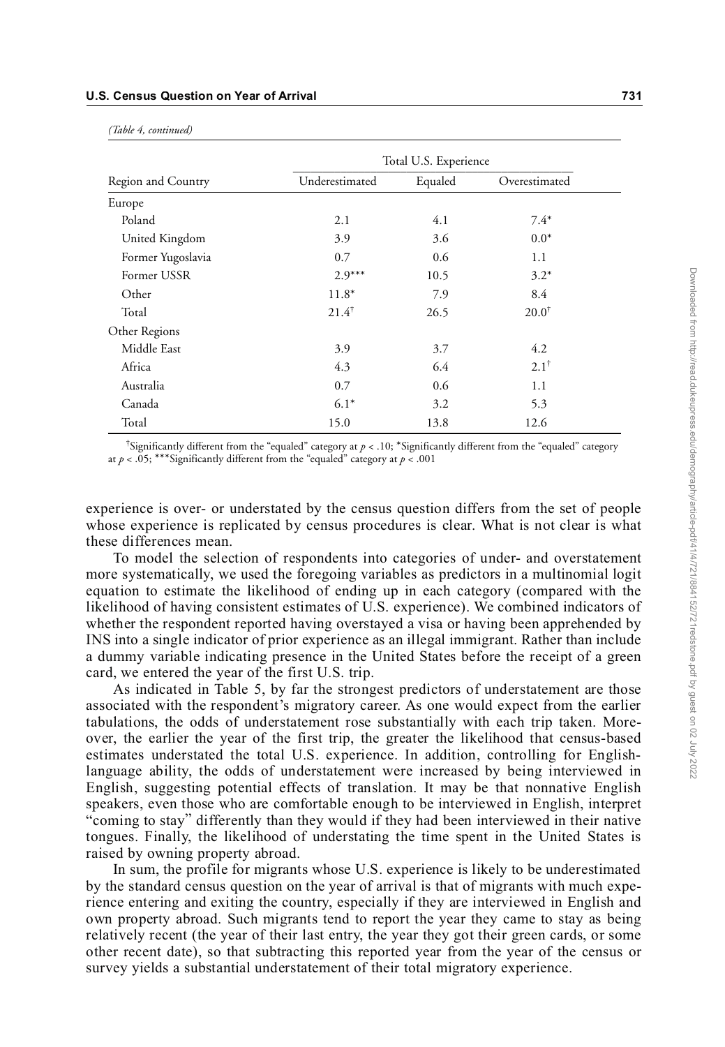*(Table 4, continued)*

| Region and Country | Total U.S. Experience | | |
|---|---|---|---|
| | Underestimated | Equaled | Overestimated |
| Europe | | | |
| Poland | 2.1 | 4.1 | 7.4* |
| United Kingdom | 3.9 | 3.6 | 0.0* |
| Former Yugoslavia | 0.7 | 0.6 | 1.1 |
| Former USSR | 2.9*** | 10.5 | 3.2* |
| Other | 11.8* | 7.9 | 8.4 |
| Total | 21.4† | 26.5 | 20.0† |
| Other Regions | | | |
| Middle East | 3.9 | 3.7 | 4.2 |
| Africa | 4.3 | 6.4 | 2.1† |
| Australia | 0.7 | 0.6 | 1.1 |
| Canada | 6.1* | 3.2 | 5.3 |
| Total | 15.0 | 13.8 | 12.6 |

†Significantly different from the "equaled" category at $p < .10$; *Significantly different from the "equaled" category at $p < .05$; ***Significantly different from the "equaled" category at $p < .001$

experience is over- or understated by the census question differs from the set of people whose experience is replicated by census procedures is clear. What is not clear is what these differences mean.

To model the selection of respondents into categories of under- and overstatement more systematically, we used the foregoing variables as predictors in a multinomial logit equation to estimate the likelihood of ending up in each category (compared with the likelihood of having consistent estimates of U.S. experience). We combined indicators of whether the respondent reported having overstayed a visa or having been apprehended by INS into a single indicator of prior experience as an illegal immigrant. Rather than include a dummy variable indicating presence in the United States before the receipt of a green card, we entered the year of the first U.S. trip.

As indicated in Table 5, by far the strongest predictors of understatement are those associated with the respondent's migratory career. As one would expect from the earlier tabulations, the odds of understatement rose substantially with each trip taken. Moreover, the earlier the year of the first trip, the greater the likelihood that census-based estimates understated the total U.S. experience. In addition, controlling for English-language ability, the odds of understatement were increased by being interviewed in English, suggesting potential effects of translation. It may be that nonnative English speakers, even those who are comfortable enough to be interviewed in English, interpret "coming to stay" differently than they would if they had been interviewed in their native tongues. Finally, the likelihood of understating the time spent in the United States is raised by owning property abroad.

In sum, the profile for migrants whose U.S. experience is likely to be underestimated by the standard census question on the year of arrival is that of migrants with much experience entering and exiting the country, especially if they are interviewed in English and own property abroad. Such migrants tend to report the year they came to stay as being relatively recent (the year of their last entry, the year they got their green cards, or some other recent date), so that subtracting this reported year from the year of the census or survey yields a substantial understatement of their total migratory experience.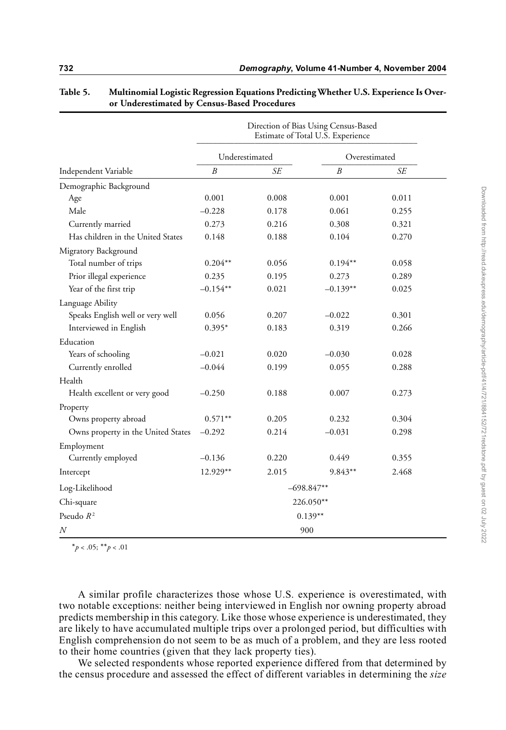**Table 5. Multinomial Logistic Regression Equations Predicting Whether U.S. Experience Is Over- or Underestimated by Census-Based Procedures**

| Independent Variable | Direction of Bias Using Census-Based Estimate of Total U.S. Experience | | | |
|---|---|---|---|---|
| | Underestimated | | Overestimated | |
| | *B* | *SE* | *B* | *SE* |
| Demographic Background | | | | |
| Age | 0.001 | 0.008 | 0.001 | 0.011 |
| Male | –0.228 | 0.178 | 0.061 | 0.255 |
| Currently married | 0.273 | 0.216 | 0.308 | 0.321 |
| Has children in the United States | 0.148 | 0.188 | 0.104 | 0.270 |
| Migratory Background | | | | |
| Total number of trips | 0.204** | 0.056 | 0.194** | 0.058 |
| Prior illegal experience | 0.235 | 0.195 | 0.273 | 0.289 |
| Year of the first trip | –0.154** | 0.021 | –0.139** | 0.025 |
| Language Ability | | | | |
| Speaks English well or very well | 0.056 | 0.207 | –0.022 | 0.301 |
| Interviewed in English | 0.395* | 0.183 | 0.319 | 0.266 |
| Education | | | | |
| Years of schooling | –0.021 | 0.020 | –0.030 | 0.028 |
| Currently enrolled | –0.044 | 0.199 | 0.055 | 0.288 |
| Health | | | | |
| Health excellent or very good | –0.250 | 0.188 | 0.007 | 0.273 |
| Property | | | | |
| Owns property abroad | 0.571** | 0.205 | 0.232 | 0.304 |
| Owns property in the United States | –0.292 | 0.214 | –0.031 | 0.298 |
| Employment | | | | |
| Currently employed | –0.136 | 0.220 | 0.449 | 0.355 |
| Intercept | 12.929** | 2.015 | 9.843** | 2.468 |
| Log-Likelihood | –698.847** | | | |
| Chi-square | 226.050** | | | |
| Pseudo $R^2$ | 0.139** | | | |
| *N* | 900 | | | |

*$p < .05$; **$p < .01$

A similar profile characterizes those whose U.S. experience is overestimated, with two notable exceptions: neither being interviewed in English nor owning property abroad predicts membership in this category. Like those whose experience is underestimated, they are likely to have accumulated multiple trips over a prolonged period, but difficulties with English comprehension do not seem to be as much of a problem, and they are less rooted to their home countries (given that they lack property ties).

We selected respondents whose reported experience differed from that determined by the census procedure and assessed the effect of different variables in determining the *size*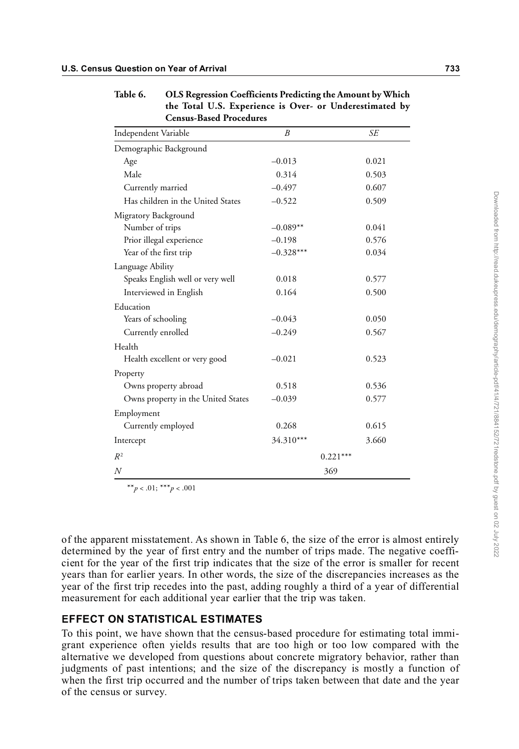Table 6. **OLS Regression Coefficients Predicting the Amount by Which the Total U.S. Experience is Over- or Underestimated by Census-Based Procedures**

| Independent Variable | *B* | *SE* |
|---|---|---|
| Demographic Background | | |
| Age | –0.013 | 0.021 |
| Male | 0.314 | 0.503 |
| Currently married | –0.497 | 0.607 |
| Has children in the United States | –0.522 | 0.509 |
| Migratory Background | | |
| Number of trips | –0.089** | 0.041 |
| Prior illegal experience | –0.198 | 0.576 |
| Year of the first trip | –0.328*** | 0.034 |
| Language Ability | | |
| Speaks English well or very well | 0.018 | 0.577 |
| Interviewed in English | 0.164 | 0.500 |
| Education | | |
| Years of schooling | –0.043 | 0.050 |
| Currently enrolled | –0.249 | 0.567 |
| Health | | |
| Health excellent or very good | –0.021 | 0.523 |
| Property | | |
| Owns property abroad | 0.518 | 0.536 |
| Owns property in the United States | –0.039 | 0.577 |
| Employment | | |
| Currently employed | 0.268 | 0.615 |
| Intercept | 34.310*** | 3.660 |
| $R^2$ | 0.221*** | |
| $N$ | 369 | |

$^{**}p < .01$; $^{***}p < .001$

of the apparent misstatement. As shown in Table 6, the size of the error is almost entirely determined by the year of first entry and the number of trips made. The negative coefficient for the year of the first trip indicates that the size of the error is smaller for recent years than for earlier years. In other words, the size of the discrepancies increases as the year of the first trip recedes into the past, adding roughly a third of a year of differential measurement for each additional year earlier that the trip was taken.

## EFFECT ON STATISTICAL ESTIMATES

To this point, we have shown that the census-based procedure for estimating total immigrant experience often yields results that are too high or too low compared with the alternative we developed from questions about concrete migratory behavior, rather than judgments of past intentions; and the size of the discrepancy is mostly a function of when the first trip occurred and the number of trips taken between that date and the year of the census or survey.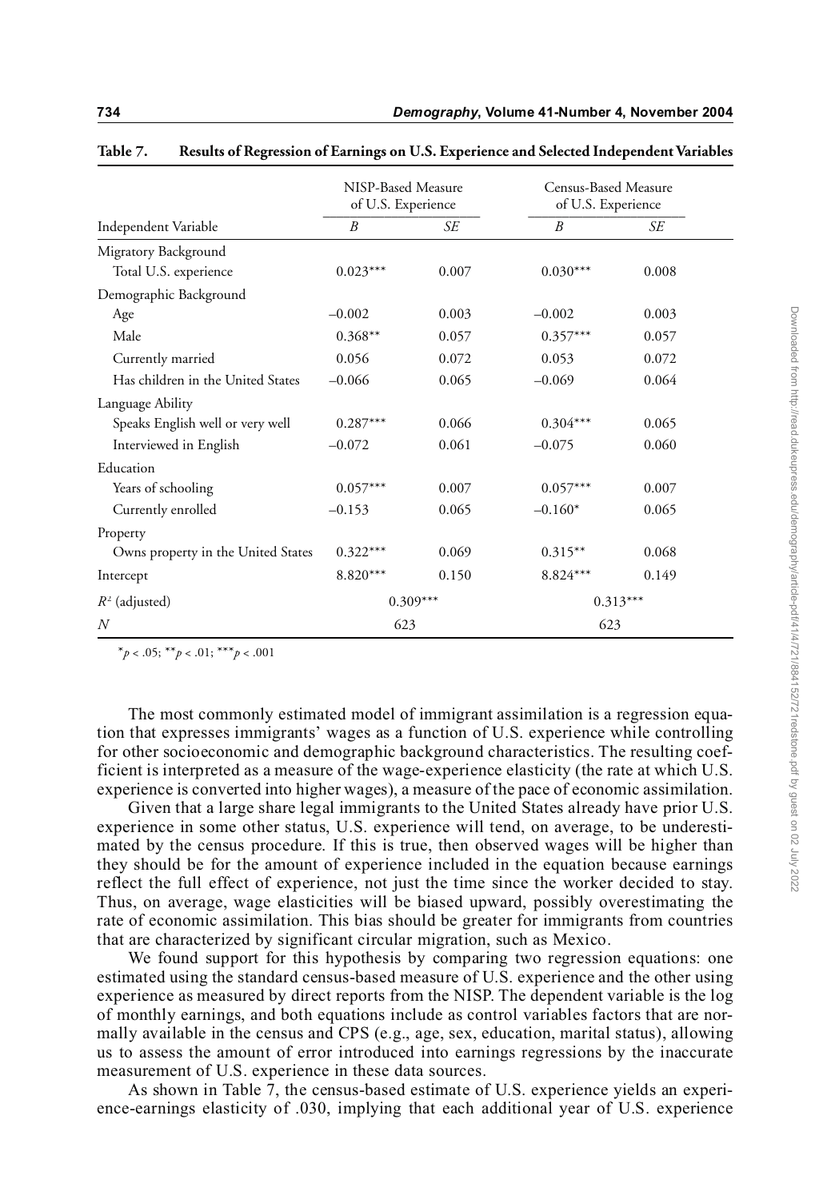**Table 7. Results of Regression of Earnings on U.S. Experience and Selected Independent Variables**

| Independent Variable | NISP-Based Measure of U.S. Experience | | Census-Based Measure of U.S. Experience | |
|---|---|---|---|---|
| | *B* | *SE* | *B* | *SE* |
| Migratory Background | | | | |
| Total U.S. experience | 0.023*** | 0.007 | 0.030*** | 0.008 |
| Demographic Background | | | | |
| Age | –0.002 | 0.003 | –0.002 | 0.003 |
| Male | 0.368** | 0.057 | 0.357*** | 0.057 |
| Currently married | 0.056 | 0.072 | 0.053 | 0.072 |
| Has children in the United States | –0.066 | 0.065 | –0.069 | 0.064 |
| Language Ability | | | | |
| Speaks English well or very well | 0.287*** | 0.066 | 0.304*** | 0.065 |
| Interviewed in English | –0.072 | 0.061 | –0.075 | 0.060 |
| Education | | | | |
| Years of schooling | 0.057*** | 0.007 | 0.057*** | 0.007 |
| Currently enrolled | –0.153 | 0.065 | –0.160* | 0.065 |
| Property | | | | |
| Owns property in the United States | 0.322*** | 0.069 | 0.315** | 0.068 |
| Intercept | 8.820*** | 0.150 | 8.824*** | 0.149 |
| $R^2$ (adjusted) | 0.309*** | | 0.313*** | |
| *N* | 623 | | 623 | |

*$p < .05$; **$p < .01$; ***$p < .001$

The most commonly estimated model of immigrant assimilation is a regression equation that expresses immigrants' wages as a function of U.S. experience while controlling for other socioeconomic and demographic background characteristics. The resulting coefficient is interpreted as a measure of the wage-experience elasticity (the rate at which U.S. experience is converted into higher wages), a measure of the pace of economic assimilation.

Given that a large share legal immigrants to the United States already have prior U.S. experience in some other status, U.S. experience will tend, on average, to be underestimated by the census procedure. If this is true, then observed wages will be higher than they should be for the amount of experience included in the equation because earnings reflect the full effect of experience, not just the time since the worker decided to stay. Thus, on average, wage elasticities will be biased upward, possibly overestimating the rate of economic assimilation. This bias should be greater for immigrants from countries that are characterized by significant circular migration, such as Mexico.

We found support for this hypothesis by comparing two regression equations: one estimated using the standard census-based measure of U.S. experience and the other using experience as measured by direct reports from the NISP. The dependent variable is the log of monthly earnings, and both equations include as control variables factors that are normally available in the census and CPS (e.g., age, sex, education, marital status), allowing us to assess the amount of error introduced into earnings regressions by the inaccurate measurement of U.S. experience in these data sources.

As shown in Table 7, the census-based estimate of U.S. experience yields an experience-earnings elasticity of .030, implying that each additional year of U.S. experience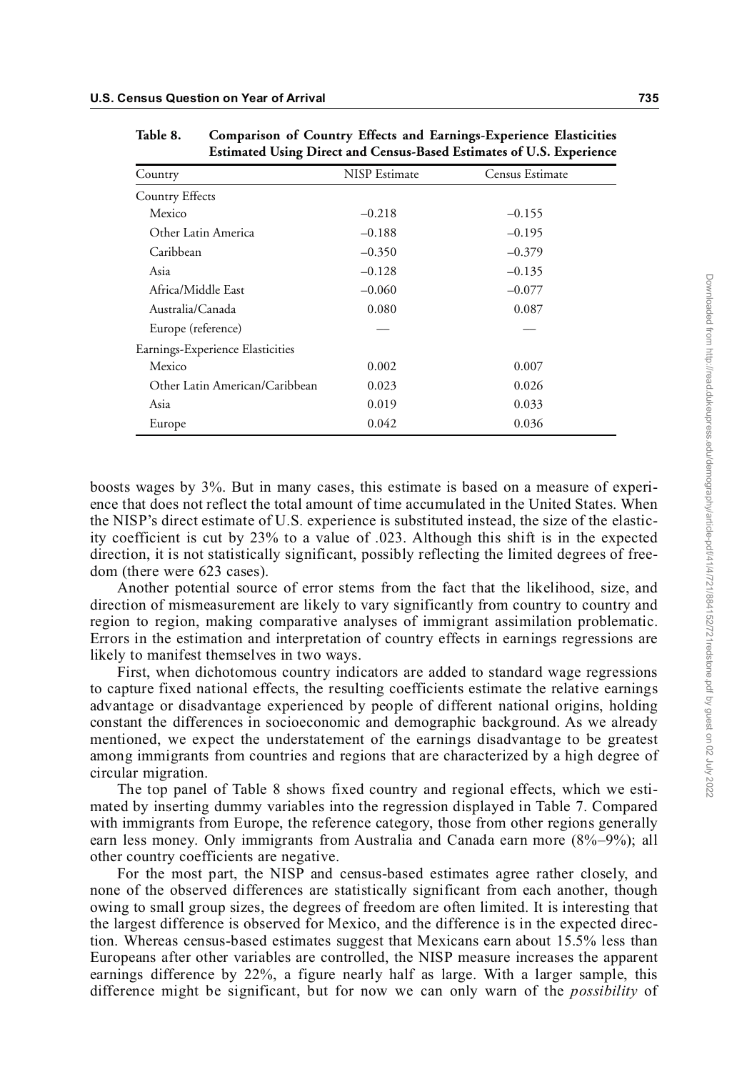**Table 8. Comparison of Country Effects and Earnings-Experience Elasticities Estimated Using Direct and Census-Based Estimates of U.S. Experience**

| Country | NISP Estimate | Census Estimate |
|---|---|---|
| Country Effects | | |
| Mexico | –0.218 | –0.155 |
| Other Latin America | –0.188 | –0.195 |
| Caribbean | –0.350 | –0.379 |
| Asia | –0.128 | –0.135 |
| Africa/Middle East | –0.060 | –0.077 |
| Australia/Canada | 0.080 | 0.087 |
| Europe (reference) | — | — |
| Earnings-Experience Elasticities | | |
| Mexico | 0.002 | 0.007 |
| Other Latin American/Caribbean | 0.023 | 0.026 |
| Asia | 0.019 | 0.033 |
| Europe | 0.042 | 0.036 |

boosts wages by 3%. But in many cases, this estimate is based on a measure of experience that does not reflect the total amount of time accumulated in the United States. When the NISP's direct estimate of U.S. experience is substituted instead, the size of the elasticity coefficient is cut by 23% to a value of .023. Although this shift is in the expected direction, it is not statistically significant, possibly reflecting the limited degrees of freedom (there were 623 cases).

Another potential source of error stems from the fact that the likelihood, size, and direction of mismeasurement are likely to vary significantly from country to country and region to region, making comparative analyses of immigrant assimilation problematic. Errors in the estimation and interpretation of country effects in earnings regressions are likely to manifest themselves in two ways.

First, when dichotomous country indicators are added to standard wage regressions to capture fixed national effects, the resulting coefficients estimate the relative earnings advantage or disadvantage experienced by people of different national origins, holding constant the differences in socioeconomic and demographic background. As we already mentioned, we expect the understatement of the earnings disadvantage to be greatest among immigrants from countries and regions that are characterized by a high degree of circular migration.

The top panel of Table 8 shows fixed country and regional effects, which we estimated by inserting dummy variables into the regression displayed in Table 7. Compared with immigrants from Europe, the reference category, those from other regions generally earn less money. Only immigrants from Australia and Canada earn more (8%–9%); all other country coefficients are negative.

For the most part, the NISP and census-based estimates agree rather closely, and none of the observed differences are statistically significant from each another, though owing to small group sizes, the degrees of freedom are often limited. It is interesting that the largest difference is observed for Mexico, and the difference is in the expected direction. Whereas census-based estimates suggest that Mexicans earn about 15.5% less than Europeans after other variables are controlled, the NISP measure increases the apparent earnings difference by 22%, a figure nearly half as large. With a larger sample, this difference might be significant, but for now we can only warn of the *possibility* of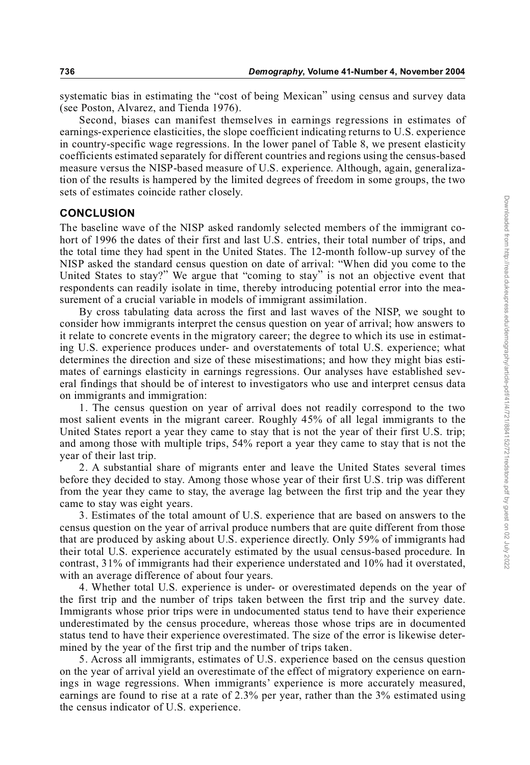systematic bias in estimating the "cost of being Mexican" using census and survey data (see Poston, Alvarez, and Tienda 1976).

Second, biases can manifest themselves in earnings regressions in estimates of earnings-experience elasticities, the slope coefficient indicating returns to U.S. experience in country-specific wage regressions. In the lower panel of Table 8, we present elasticity coefficients estimated separately for different countries and regions using the census-based measure versus the NISP-based measure of U.S. experience. Although, again, generalization of the results is hampered by the limited degrees of freedom in some groups, the two sets of estimates coincide rather closely.

## CONCLUSION

The baseline wave of the NISP asked randomly selected members of the immigrant cohort of 1996 the dates of their first and last U.S. entries, their total number of trips, and the total time they had spent in the United States. The 12-month follow-up survey of the NISP asked the standard census question on date of arrival: "When did you come to the United States to stay?" We argue that "coming to stay" is not an objective event that respondents can readily isolate in time, thereby introducing potential error into the measurement of a crucial variable in models of immigrant assimilation.

By cross tabulating data across the first and last waves of the NISP, we sought to consider how immigrants interpret the census question on year of arrival; how answers to it relate to concrete events in the migratory career; the degree to which its use in estimating U.S. experience produces under- and overstatements of total U.S. experience; what determines the direction and size of these misestimations; and how they might bias estimates of earnings elasticity in earnings regressions. Our analyses have established several findings that should be of interest to investigators who use and interpret census data on immigrants and immigration:

1. The census question on year of arrival does not readily correspond to the two most salient events in the migrant career. Roughly 45% of all legal immigrants to the United States report a year they came to stay that is not the year of their first U.S. trip; and among those with multiple trips, 54% report a year they came to stay that is not the year of their last trip.

2. A substantial share of migrants enter and leave the United States several times before they decided to stay. Among those whose year of their first U.S. trip was different from the year they came to stay, the average lag between the first trip and the year they came to stay was eight years.

3. Estimates of the total amount of U.S. experience that are based on answers to the census question on the year of arrival produce numbers that are quite different from those that are produced by asking about U.S. experience directly. Only 59% of immigrants had their total U.S. experience accurately estimated by the usual census-based procedure. In contrast, 31% of immigrants had their experience understated and 10% had it overstated, with an average difference of about four years.

4. Whether total U.S. experience is under- or overestimated depends on the year of the first trip and the number of trips taken between the first trip and the survey date. Immigrants whose prior trips were in undocumented status tend to have their experience underestimated by the census procedure, whereas those whose trips are in documented status tend to have their experience overestimated. The size of the error is likewise determined by the year of the first trip and the number of trips taken.

5. Across all immigrants, estimates of U.S. experience based on the census question on the year of arrival yield an overestimate of the effect of migratory experience on earnings in wage regressions. When immigrants' experience is more accurately measured, earnings are found to rise at a rate of 2.3% per year, rather than the 3% estimated using the census indicator of U.S. experience.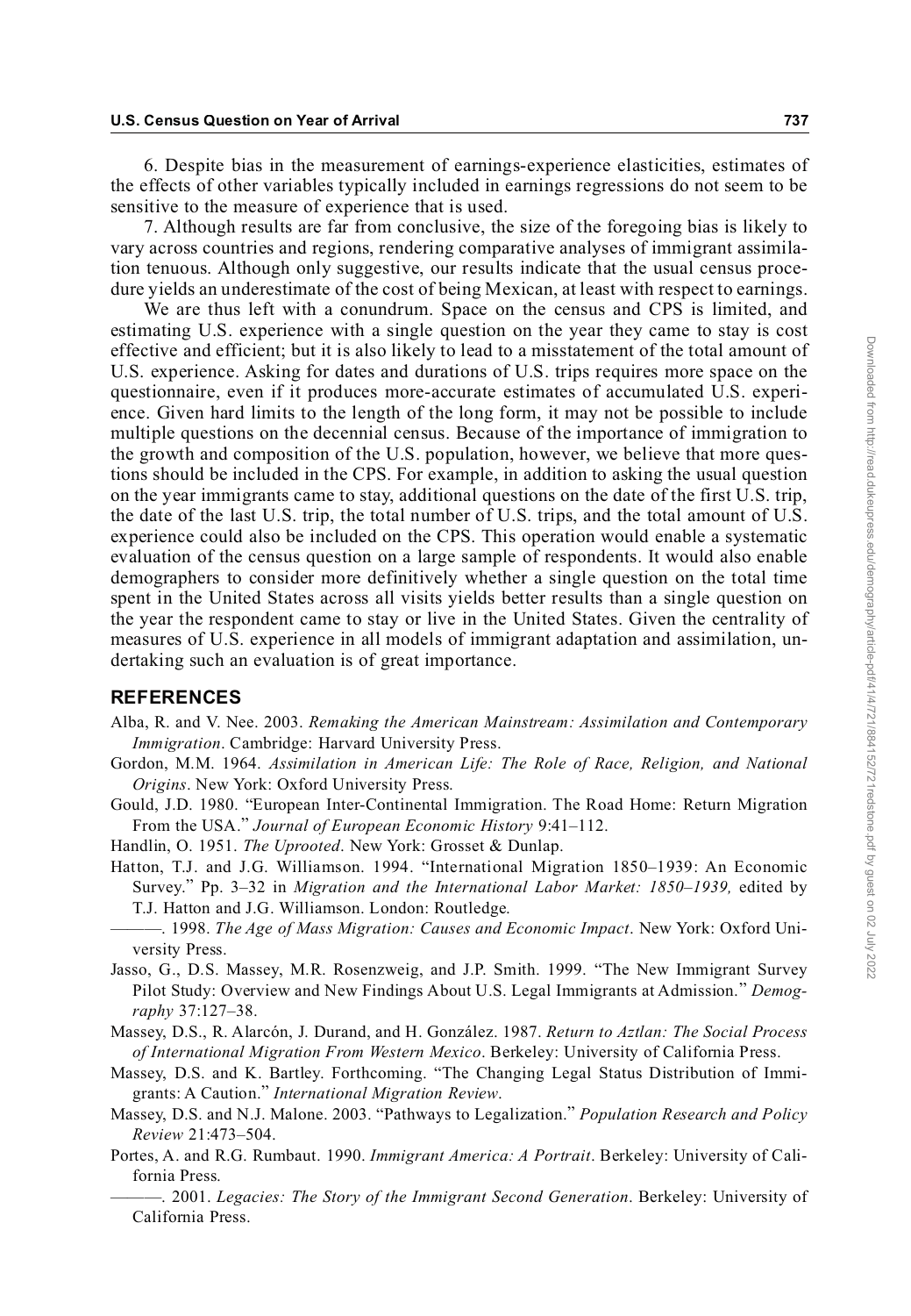6. Despite bias in the measurement of earnings-experience elasticities, estimates of the effects of other variables typically included in earnings regressions do not seem to be sensitive to the measure of experience that is used.

7. Although results are far from conclusive, the size of the foregoing bias is likely to vary across countries and regions, rendering comparative analyses of immigrant assimilation tenuous. Although only suggestive, our results indicate that the usual census procedure yields an underestimate of the cost of being Mexican, at least with respect to earnings.

We are thus left with a conundrum. Space on the census and CPS is limited, and estimating U.S. experience with a single question on the year they came to stay is cost effective and efficient; but it is also likely to lead to a misstatement of the total amount of U.S. experience. Asking for dates and durations of U.S. trips requires more space on the questionnaire, even if it produces more-accurate estimates of accumulated U.S. experience. Given hard limits to the length of the long form, it may not be possible to include multiple questions on the decennial census. Because of the importance of immigration to the growth and composition of the U.S. population, however, we believe that more questions should be included in the CPS. For example, in addition to asking the usual question on the year immigrants came to stay, additional questions on the date of the first U.S. trip, the date of the last U.S. trip, the total number of U.S. trips, and the total amount of U.S. experience could also be included on the CPS. This operation would enable a systematic evaluation of the census question on a large sample of respondents. It would also enable demographers to consider more definitively whether a single question on the total time spent in the United States across all visits yields better results than a single question on the year the respondent came to stay or live in the United States. Given the centrality of measures of U.S. experience in all models of immigrant adaptation and assimilation, undertaking such an evaluation is of great importance.

## REFERENCES

Alba, R. and V. Nee. 2003. *Remaking the American Mainstream: Assimilation and Contemporary Immigration*. Cambridge: Harvard University Press.

Gordon, M.M. 1964. *Assimilation in American Life: The Role of Race, Religion, and National Origins*. New York: Oxford University Press.

Gould, J.D. 1980. "European Inter-Continental Immigration. The Road Home: Return Migration From the USA." *Journal of European Economic History* 9:41–112.

Handlin, O. 1951. *The Uprooted*. New York: Grosset & Dunlap.

Hatton, T.J. and J.G. Williamson. 1994. "International Migration 1850–1939: An Economic Survey." Pp. 3–32 in *Migration and the International Labor Market: 1850–1939,* edited by T.J. Hatton and J.G. Williamson. London: Routledge.

———. 1998. *The Age of Mass Migration: Causes and Economic Impact*. New York: Oxford University Press.

Jasso, G., D.S. Massey, M.R. Rosenzweig, and J.P. Smith. 1999. "The New Immigrant Survey Pilot Study: Overview and New Findings About U.S. Legal Immigrants at Admission." *Demography* 37:127–38.

Massey, D.S., R. Alarcón, J. Durand, and H. González. 1987. *Return to Aztlan: The Social Process of International Migration From Western Mexico*. Berkeley: University of California Press.

Massey, D.S. and K. Bartley. Forthcoming. "The Changing Legal Status Distribution of Immigrants: A Caution." *International Migration Review*.

Massey, D.S. and N.J. Malone. 2003. "Pathways to Legalization." *Population Research and Policy Review* 21:473–504.

Portes, A. and R.G. Rumbaut. 1990. *Immigrant America: A Portrait*. Berkeley: University of California Press.

———. 2001. *Legacies: The Story of the Immigrant Second Generation*. Berkeley: University of California Press.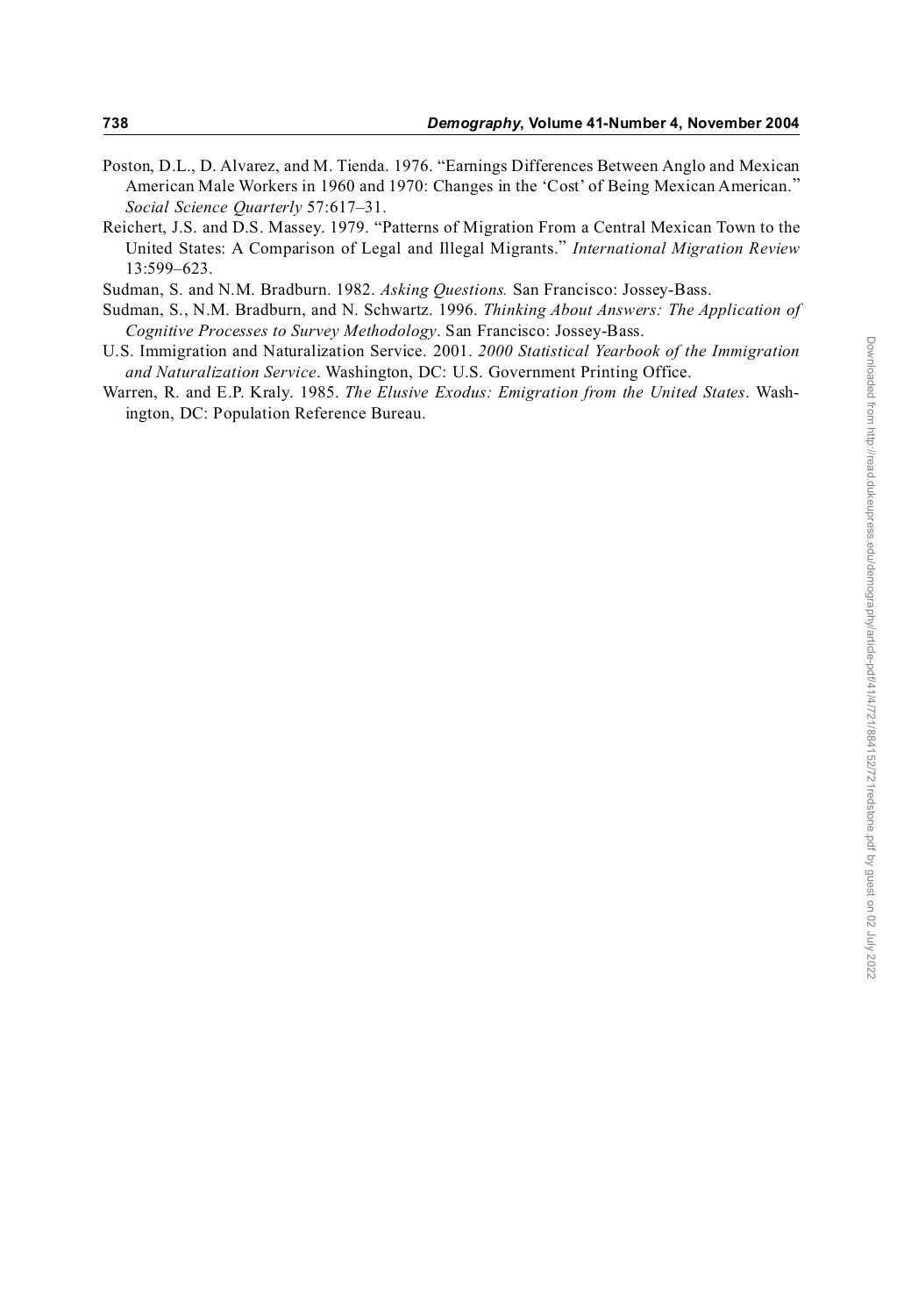Poston, D.L., D. Alvarez, and M. Tienda. 1976. "Earnings Differences Between Anglo and Mexican American Male Workers in 1960 and 1970: Changes in the 'Cost' of Being Mexican American." *Social Science Quarterly* 57:617–31.

Reichert, J.S. and D.S. Massey. 1979. "Patterns of Migration From a Central Mexican Town to the United States: A Comparison of Legal and Illegal Migrants." *International Migration Review* 13:599–623.

Sudman, S. and N.M. Bradburn. 1982. *Asking Questions.* San Francisco: Jossey-Bass.

Sudman, S., N.M. Bradburn, and N. Schwartz. 1996. *Thinking About Answers: The Application of Cognitive Processes to Survey Methodology*. San Francisco: Jossey-Bass.

U.S. Immigration and Naturalization Service. 2001. *2000 Statistical Yearbook of the Immigration and Naturalization Service*. Washington, DC: U.S. Government Printing Office.

Warren, R. and E.P. Kraly. 1985. *The Elusive Exodus: Emigration from the United States*. Washington, DC: Population Reference Bureau.